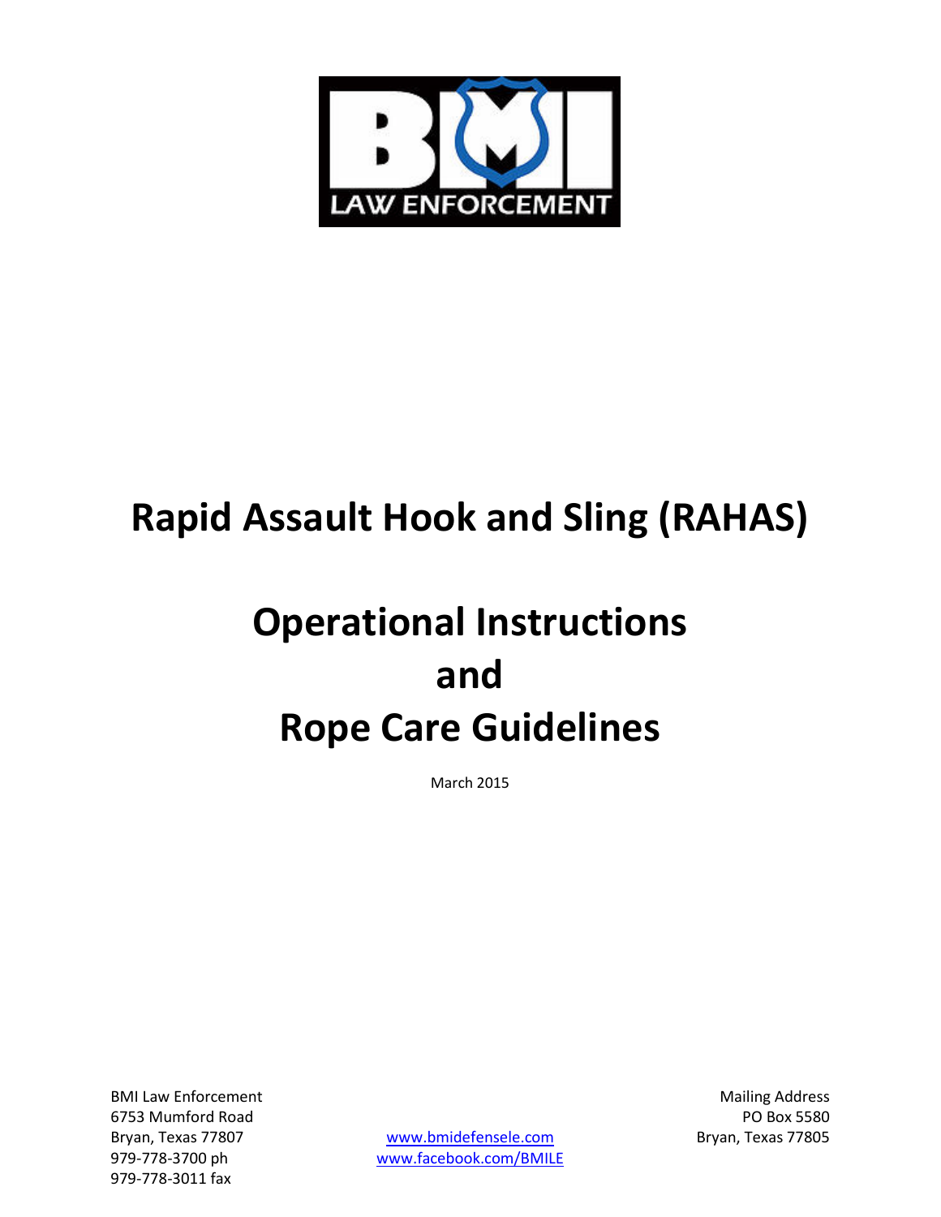# Rapid Assault Hook and Sling (RAHAS)

# Operational Instructions and Rope Care Guidelines

March 2015

BMI Law Enforcement
6753 Mumford Road
Bryan, Texas 77807
979-778-3700 ph
979-778-3011 fax

www.bmidefensele.com
www.facebook.com/BMILE

Mailing Address
PO Box 5580
Bryan, Texas 77805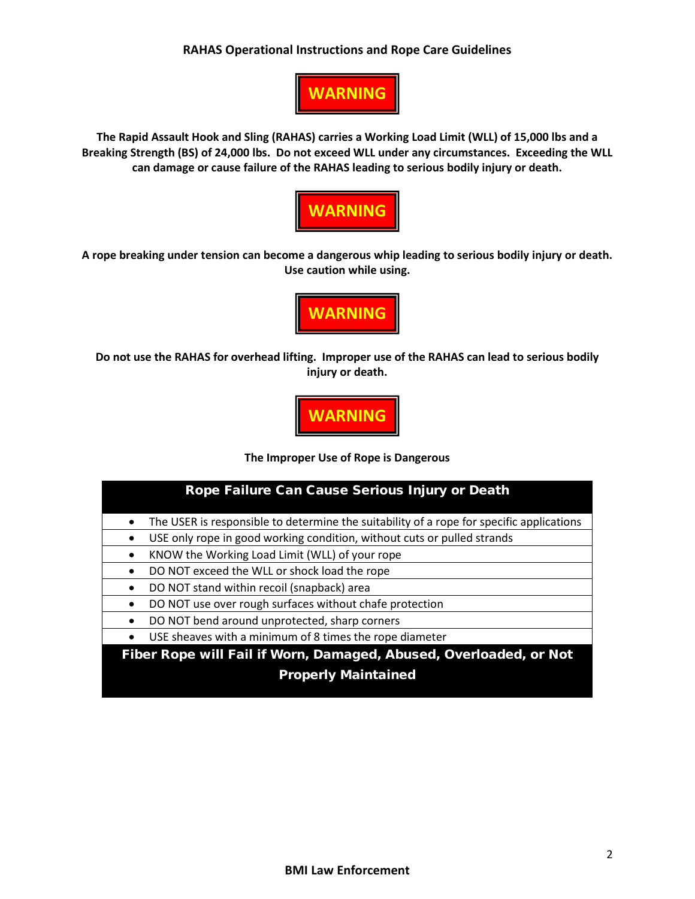**RAHAS Operational Instructions and Rope Care Guidelines**

**WARNING**

**The Rapid Assault Hook and Sling (RAHAS) carries a Working Load Limit (WLL) of 15,000 lbs and a Breaking Strength (BS) of 24,000 lbs. Do not exceed WLL under any circumstances. Exceeding the WLL can damage or cause failure of the RAHAS leading to serious bodily injury or death.**

**WARNING**

**A rope breaking under tension can become a dangerous whip leading to serious bodily injury or death. Use caution while using.**

**WARNING**

**Do not use the RAHAS for overhead lifting. Improper use of the RAHAS can lead to serious bodily injury or death.**

**WARNING**

**The Improper Use of Rope is Dangerous**

| **Rope Failure Can Cause Serious Injury or Death** |
| --- |
| • The USER is responsible to determine the suitability of a rope for specific applications |
| • USE only rope in good working condition, without cuts or pulled strands |
| • KNOW the Working Load Limit (WLL) of your rope |
| • DO NOT exceed the WLL or shock load the rope |
| • DO NOT stand within recoil (snapback) area |
| • DO NOT use over rough surfaces without chafe protection |
| • DO NOT bend around unprotected, sharp corners |
| • USE sheaves with a minimum of 8 times the rope diameter |
| **Fiber Rope will Fail if Worn, Damaged, Abused, Overloaded, or Not Properly Maintained** |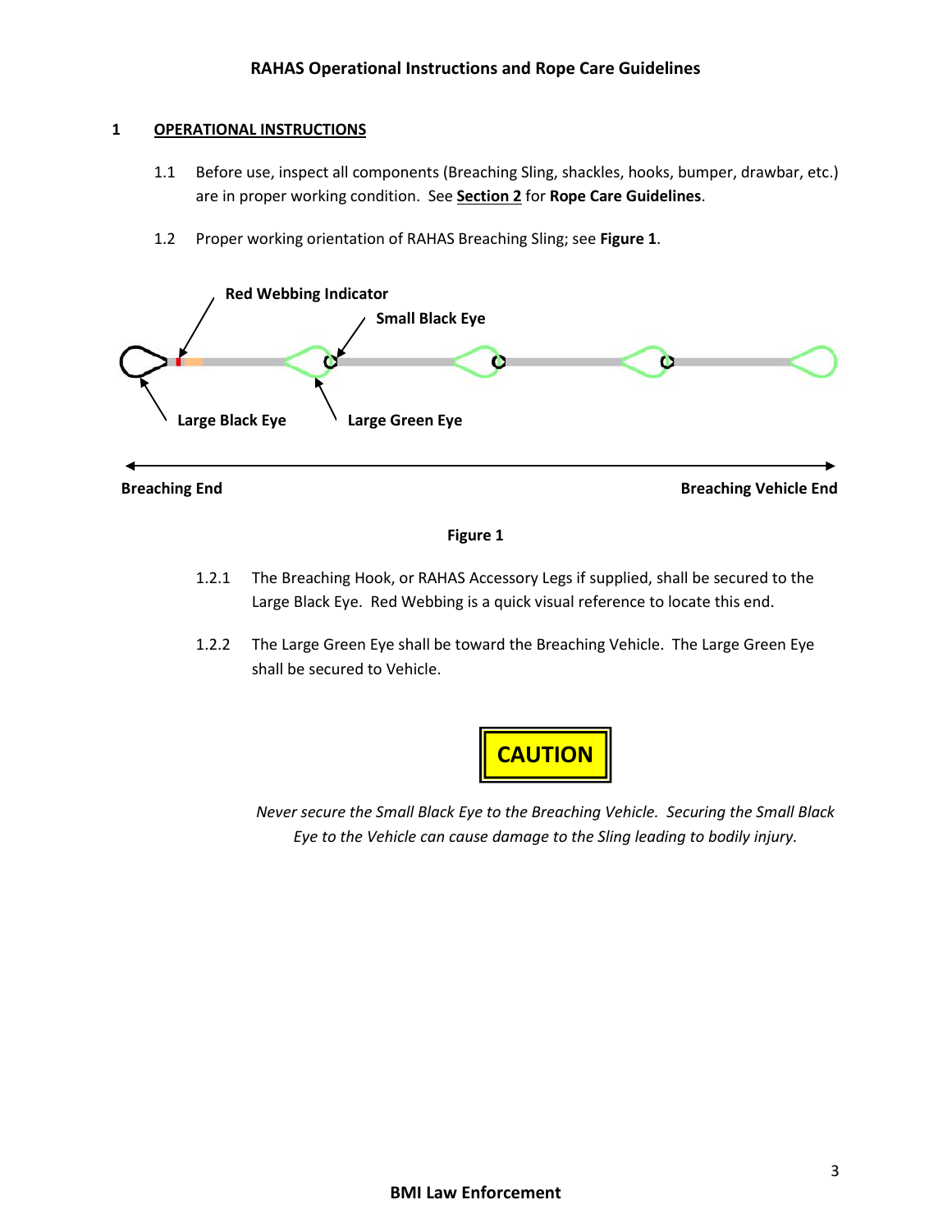## 1 OPERATIONAL INSTRUCTIONS

1.1 Before use, inspect all components (Breaching Sling, shackles, hooks, bumper, drawbar, etc.) are in proper working condition. See **Section 2** for **Rope Care Guidelines**.

1.2 Proper working orientation of RAHAS Breaching Sling; see **Figure 1**.

**Red Webbing Indicator**

**Small Black Eye**

**Large Black Eye**

**Large Green Eye**

**Breaching End**

**Breaching Vehicle End**

**Figure 1**

1.2.1 The Breaching Hook, or RAHAS Accessory Legs if supplied, shall be secured to the Large Black Eye. Red Webbing is a quick visual reference to locate this end.

1.2.2 The Large Green Eye shall be toward the Breaching Vehicle. The Large Green Eye shall be secured to Vehicle.

**CAUTION**

*Never secure the Small Black Eye to the Breaching Vehicle. Securing the Small Black Eye to the Vehicle can cause damage to the Sling leading to bodily injury.*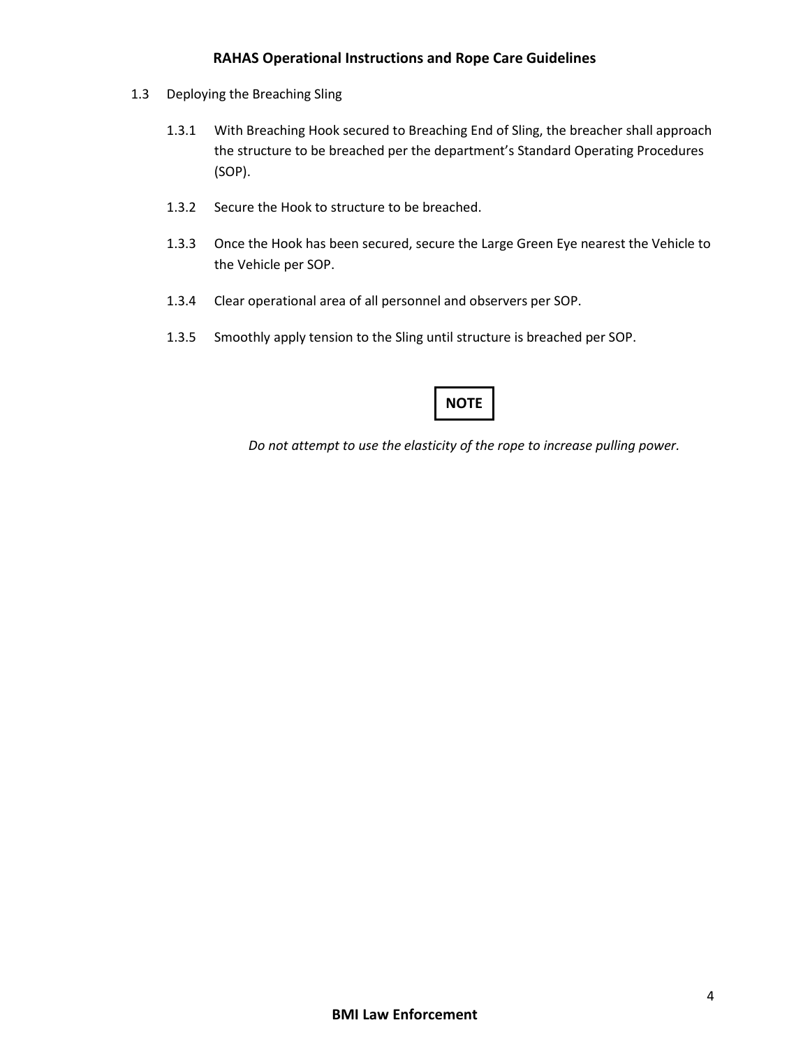1.3 Deploying the Breaching Sling

1.3.1 With Breaching Hook secured to Breaching End of Sling, the breacher shall approach the structure to be breached per the department's Standard Operating Procedures (SOP).

1.3.2 Secure the Hook to structure to be breached.

1.3.3 Once the Hook has been secured, secure the Large Green Eye nearest the Vehicle to the Vehicle per SOP.

1.3.4 Clear operational area of all personnel and observers per SOP.

1.3.5 Smoothly apply tension to the Sling until structure is breached per SOP.

**NOTE**

*Do not attempt to use the elasticity of the rope to increase pulling power.*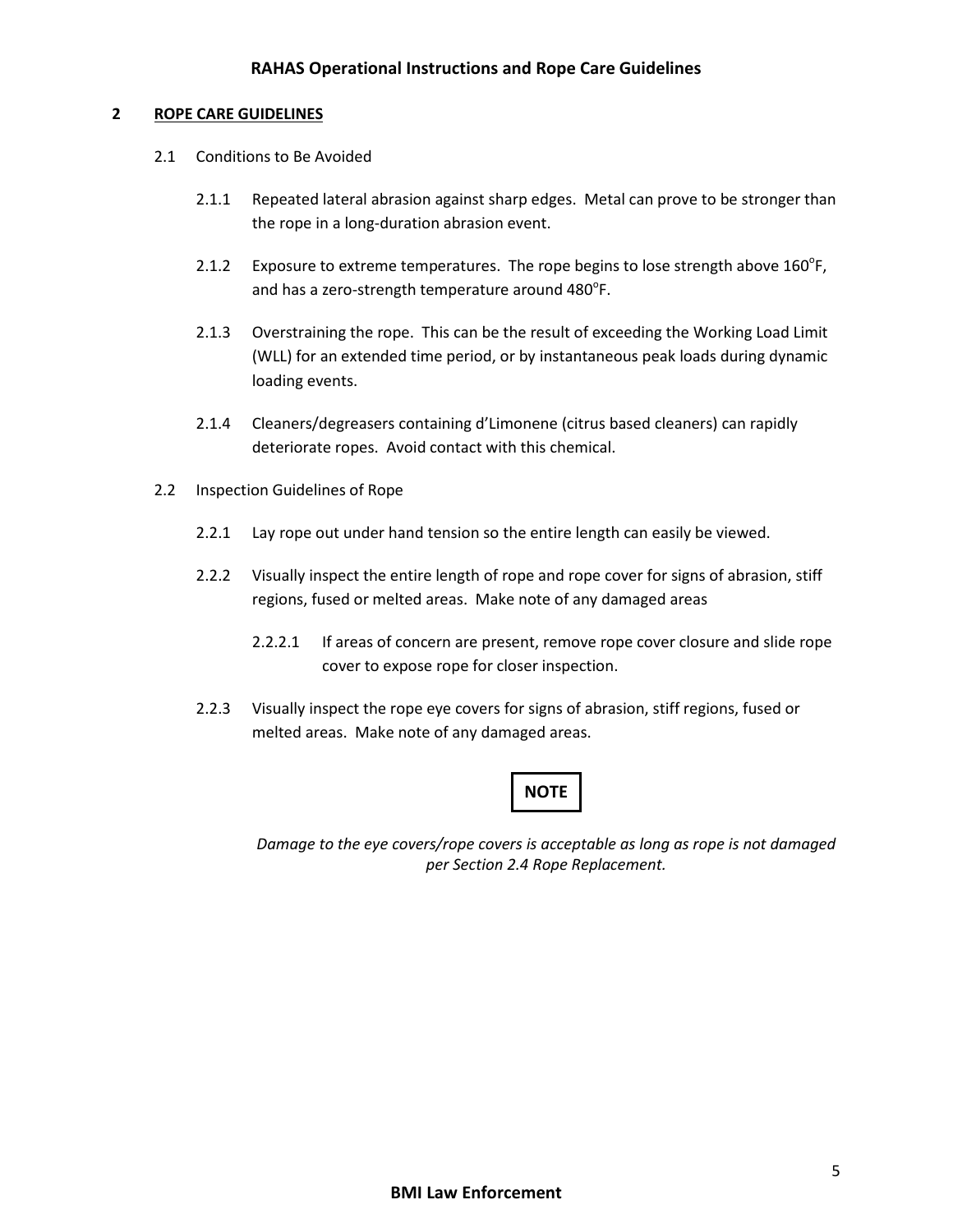## 2 ROPE CARE GUIDELINES

### 2.1 Conditions to Be Avoided

2.1.1 Repeated lateral abrasion against sharp edges. Metal can prove to be stronger than the rope in a long-duration abrasion event.

2.1.2 Exposure to extreme temperatures. The rope begins to lose strength above 160$^{o}$F, and has a zero-strength temperature around 480$^{o}$F.

2.1.3 Overstraining the rope. This can be the result of exceeding the Working Load Limit (WLL) for an extended time period, or by instantaneous peak loads during dynamic loading events.

2.1.4 Cleaners/degreasers containing d'Limonene (citrus based cleaners) can rapidly deteriorate ropes. Avoid contact with this chemical.

### 2.2 Inspection Guidelines of Rope

2.2.1 Lay rope out under hand tension so the entire length can easily be viewed.

2.2.2 Visually inspect the entire length of rope and rope cover for signs of abrasion, stiff regions, fused or melted areas. Make note of any damaged areas

2.2.2.1 If areas of concern are present, remove rope cover closure and slide rope cover to expose rope for closer inspection.

2.2.3 Visually inspect the rope eye covers for signs of abrasion, stiff regions, fused or melted areas. Make note of any damaged areas.

**NOTE**

*Damage to the eye covers/rope covers is acceptable as long as rope is not damaged per Section 2.4 Rope Replacement.*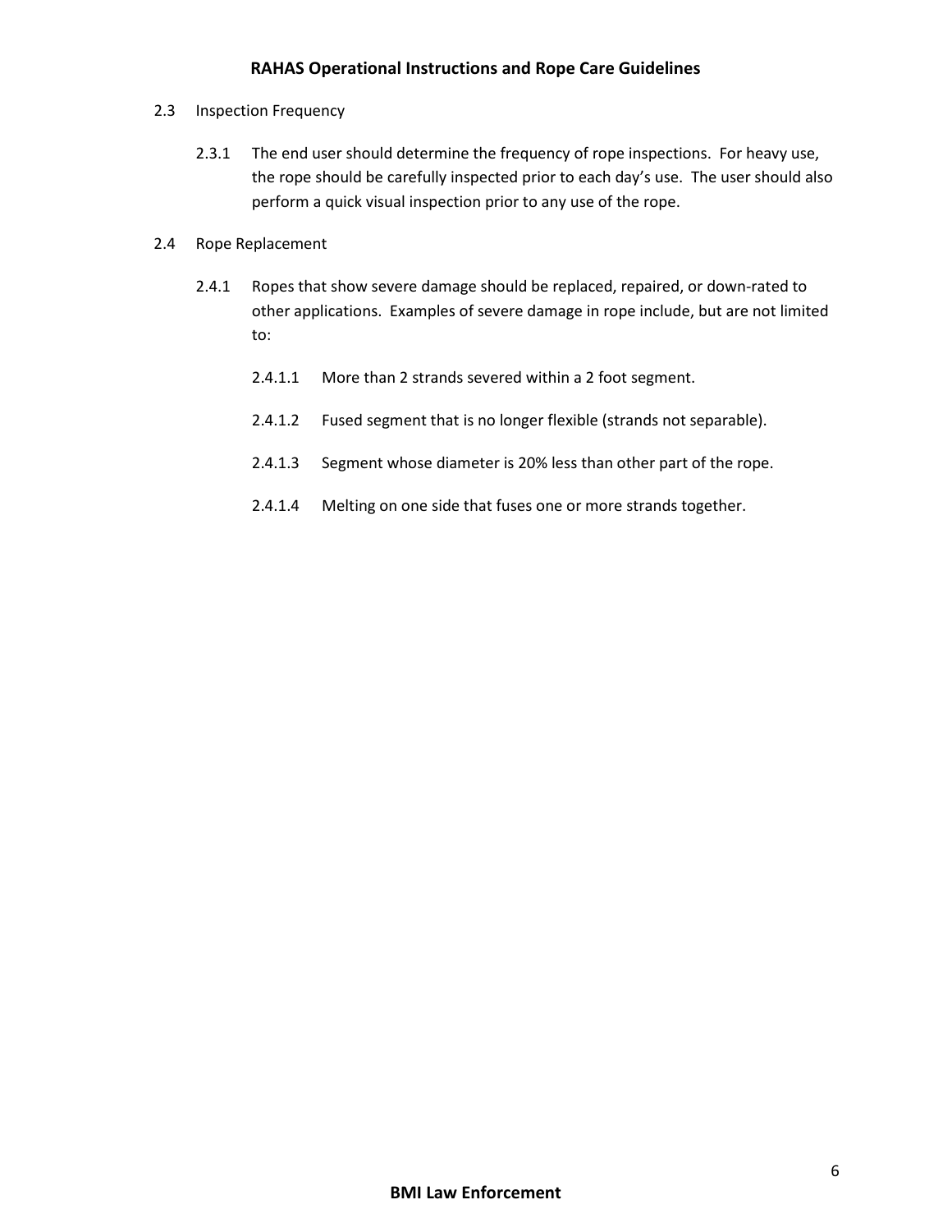2.3 Inspection Frequency

2.3.1 The end user should determine the frequency of rope inspections. For heavy use, the rope should be carefully inspected prior to each day's use. The user should also perform a quick visual inspection prior to any use of the rope.

2.4 Rope Replacement

2.4.1 Ropes that show severe damage should be replaced, repaired, or down-rated to other applications. Examples of severe damage in rope include, but are not limited to:

2.4.1.1 More than 2 strands severed within a 2 foot segment.

2.4.1.2 Fused segment that is no longer flexible (strands not separable).

2.4.1.3 Segment whose diameter is 20% less than other part of the rope.

2.4.1.4 Melting on one side that fuses one or more strands together.